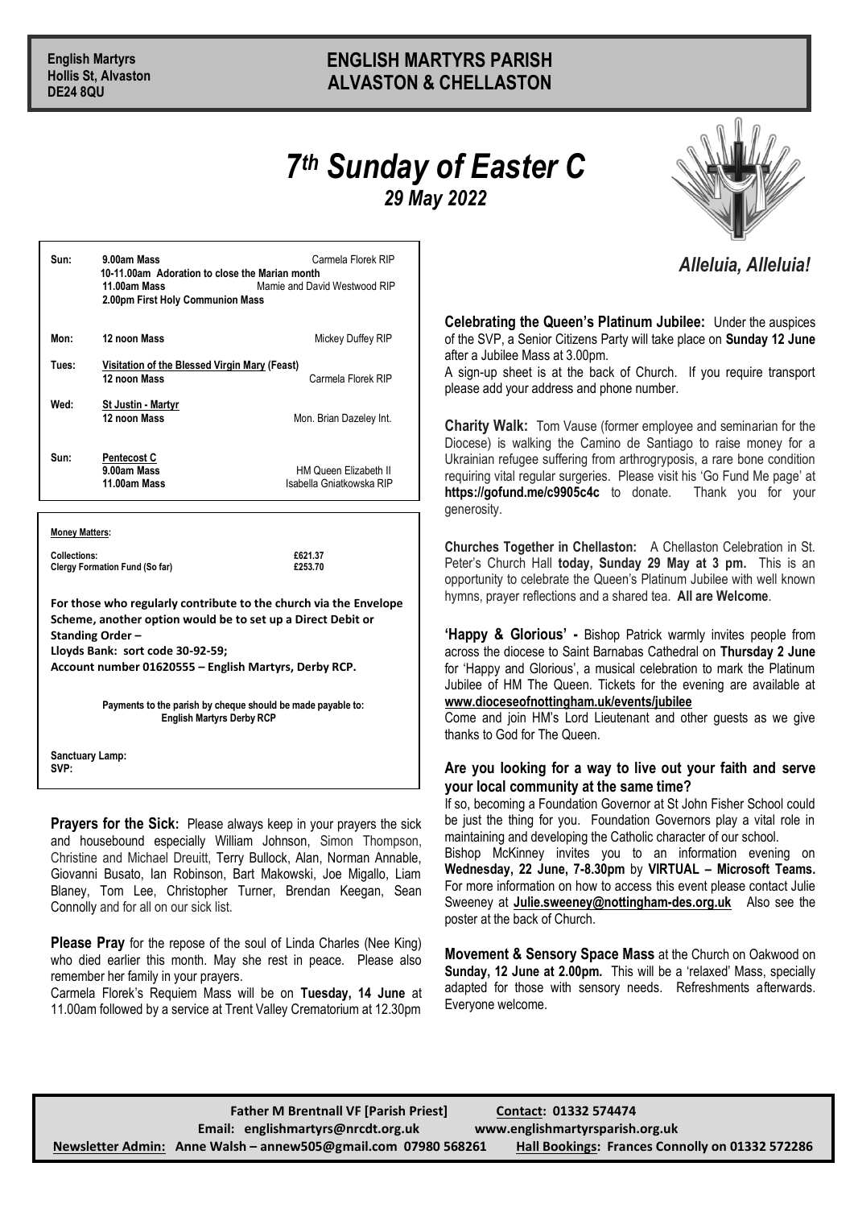**English Martyrs**
**Hollis St, Alvaston**
**DE24 8QU**

# ENGLISH MARTYRS PARISH
# ALVASTON & CHELLASTON

# *7th Sunday of Easter C*
## *29 May 2022*

*Alleluia, Alleluia!*

| | | |
|---|---|---|
| **Sun:** | **9.00am Mass** | Carmela Florek RIP |
| | **10-11.00am Adoration to close the Marian month** | |
| | **11.00am Mass** | Mamie and David Westwood RIP |
| | **2.00pm First Holy Communion Mass** | |
| **Mon:** | **12 noon Mass** | Mickey Duffey RIP |
| **Tues:** | **Visitation of the Blessed Virgin Mary (Feast)** | |
| | **12 noon Mass** | Carmela Florek RIP |
| **Wed:** | **St Justin - Martyr** | |
| | **12 noon Mass** | Mon. Brian Dazeley Int. |
| **Sun:** | **Pentecost C** | |
| | **9.00am Mass** | HM Queen Elizabeth II |
| | **11.00am Mass** | Isabella Gniatkowska RIP |

**Money Matters:**

| | |
|---|---|
| **Collections:** | **£621.37** |
| **Clergy Formation Fund (So far)** | **£253.70** |

**For those who regularly contribute to the church via the Envelope Scheme, another option would be to set up a Direct Debit or Standing Order –**
**Lloyds Bank: sort code 30-92-59;**
**Account number 01620555 – English Martyrs, Derby RCP.**

**Payments to the parish by cheque should be made payable to: English Martyrs Derby RCP**

**Sanctuary Lamp:**
**SVP:**

**Prayers for the Sick**: Please always keep in your prayers the sick and housebound especially William Johnson, Simon Thompson, Christine and Michael Dreuitt, Terry Bullock, Alan, Norman Annable, Giovanni Busato, Ian Robinson, Bart Makowski, Joe Migallo, Liam Blaney, Tom Lee, Christopher Turner, Brendan Keegan, Sean Connolly and for all on our sick list.

**Please Pray** for the repose of the soul of Linda Charles (Nee King) who died earlier this month. May she rest in peace. Please also remember her family in your prayers.

Carmela Florek's Requiem Mass will be on **Tuesday, 14 June** at 11.00am followed by a service at Trent Valley Crematorium at 12.30pm

**Celebrating the Queen's Platinum Jubilee:** Under the auspices of the SVP, a Senior Citizens Party will take place on **Sunday 12 June** after a Jubilee Mass at 3.00pm.

A sign-up sheet is at the back of Church. If you require transport please add your address and phone number.

**Charity Walk:** Tom Vause (former employee and seminarian for the Diocese) is walking the Camino de Santiago to raise money for a Ukrainian refugee suffering from arthrogryposis, a rare bone condition requiring vital regular surgeries. Please visit his 'Go Fund Me page' at **https://gofund.me/c9905c4c** to donate. Thank you for your generosity.

**Churches Together in Chellaston:** A Chellaston Celebration in St. Peter's Church Hall **today, Sunday 29 May at 3 pm.** This is an opportunity to celebrate the Queen's Platinum Jubilee with well known hymns, prayer reflections and a shared tea. **All are Welcome**.

**'Happy & Glorious' -** Bishop Patrick warmly invites people from across the diocese to Saint Barnabas Cathedral on **Thursday 2 June** for 'Happy and Glorious', a musical celebration to mark the Platinum Jubilee of HM The Queen. Tickets for the evening are available at **www.dioceseofnottingham.uk/events/jubilee**

Come and join HM's Lord Lieutenant and other guests as we give thanks to God for The Queen.

### Are you looking for a way to live out your faith and serve your local community at the same time?

If so, becoming a Foundation Governor at St John Fisher School could be just the thing for you. Foundation Governors play a vital role in maintaining and developing the Catholic character of our school.

Bishop McKinney invites you to an information evening on **Wednesday, 22 June, 7-8.30pm** by **VIRTUAL – Microsoft Teams.** For more information on how to access this event please contact Julie Sweeney at **Julie.sweeney@nottingham-des.org.uk** Also see the poster at the back of Church.

**Movement & Sensory Space Mass** at the Church on Oakwood on **Sunday, 12 June at 2.00pm.** This will be a 'relaxed' Mass, specially adapted for those with sensory needs. Refreshments afterwards. Everyone welcome.

**Father M Brentnall VF [Parish Priest]** **Contact: 01332 574474**
**Email: englishmartyrs@nrcdt.org.uk** **www.englishmartyrsparish.org.uk**
**Newsletter Admin: Anne Walsh – annew505@gmail.com 07980 568261** **Hall Bookings: Frances Connolly on 01332 572286**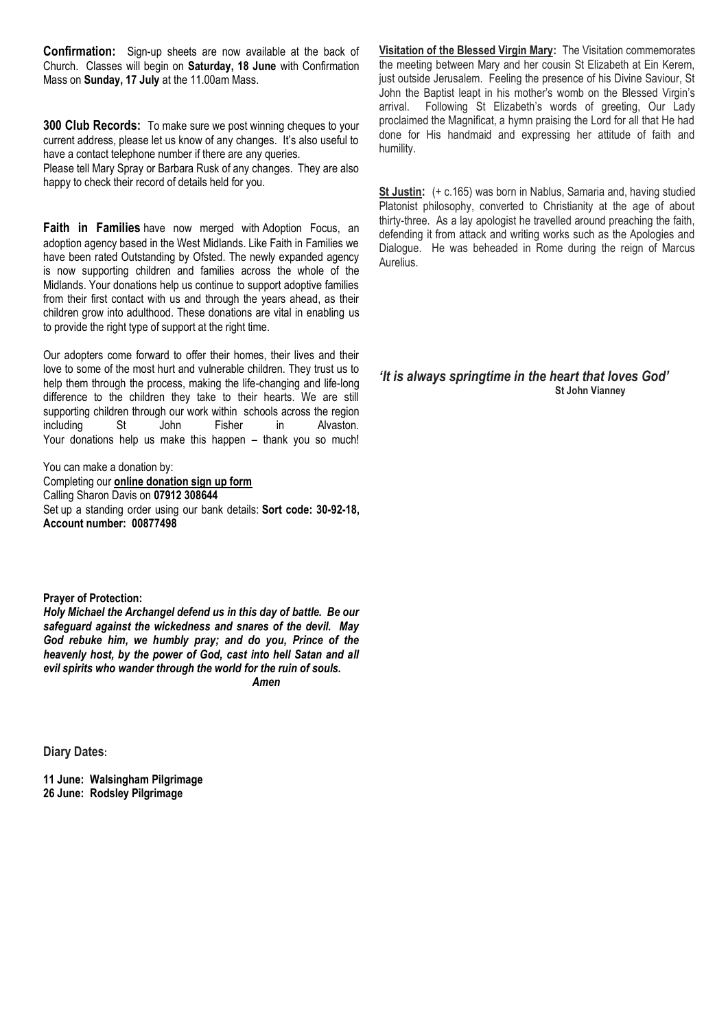**Confirmation:** Sign-up sheets are now available at the back of Church. Classes will begin on **Saturday, 18 June** with Confirmation Mass on **Sunday, 17 July** at the 11.00am Mass.

**300 Club Records:** To make sure we post winning cheques to your current address, please let us know of any changes. It's also useful to have a contact telephone number if there are any queries.
Please tell Mary Spray or Barbara Rusk of any changes. They are also happy to check their record of details held for you.

**Faith in Families** have now merged with Adoption Focus, an adoption agency based in the West Midlands. Like Faith in Families we have been rated Outstanding by Ofsted. The newly expanded agency is now supporting children and families across the whole of the Midlands. Your donations help us continue to support adoptive families from their first contact with us and through the years ahead, as their children grow into adulthood. These donations are vital in enabling us to provide the right type of support at the right time.

Our adopters come forward to offer their homes, their lives and their love to some of the most hurt and vulnerable children. They trust us to help them through the process, making the life-changing and life-long difference to the children they take to their hearts. We are still supporting children through our work within schools across the region including St John Fisher in Alvaston.
Your donations help us make this happen – thank you so much!

You can make a donation by:
Completing our **online donation sign up form**
Calling Sharon Davis on **07912 308644**
Set up a standing order using our bank details: **Sort code: 30-92-18, Account number: 00877498**

**Prayer of Protection:**
***Holy Michael the Archangel defend us in this day of battle. Be our safeguard against the wickedness and snares of the devil. May God rebuke him, we humbly pray; and do you, Prince of the heavenly host, by the power of God, cast into hell Satan and all evil spirits who wander through the world for the ruin of souls.***
***Amen***

**Diary Dates:**

**11 June: Walsingham Pilgrimage**
**26 June: Rodsley Pilgrimage**

**Visitation of the Blessed Virgin Mary:** The Visitation commemorates the meeting between Mary and her cousin St Elizabeth at Ein Kerem, just outside Jerusalem. Feeling the presence of his Divine Saviour, St John the Baptist leapt in his mother's womb on the Blessed Virgin's arrival. Following St Elizabeth's words of greeting, Our Lady proclaimed the Magnificat, a hymn praising the Lord for all that He had done for His handmaid and expressing her attitude of faith and humility.

**St Justin:** (+ c.165) was born in Nablus, Samaria and, having studied Platonist philosophy, converted to Christianity at the age of about thirty-three. As a lay apologist he travelled around preaching the faith, defending it from attack and writing works such as the Apologies and Dialogue. He was beheaded in Rome during the reign of Marcus Aurelius.

***'It is always springtime in the heart that loves God'***
**St John Vianney**